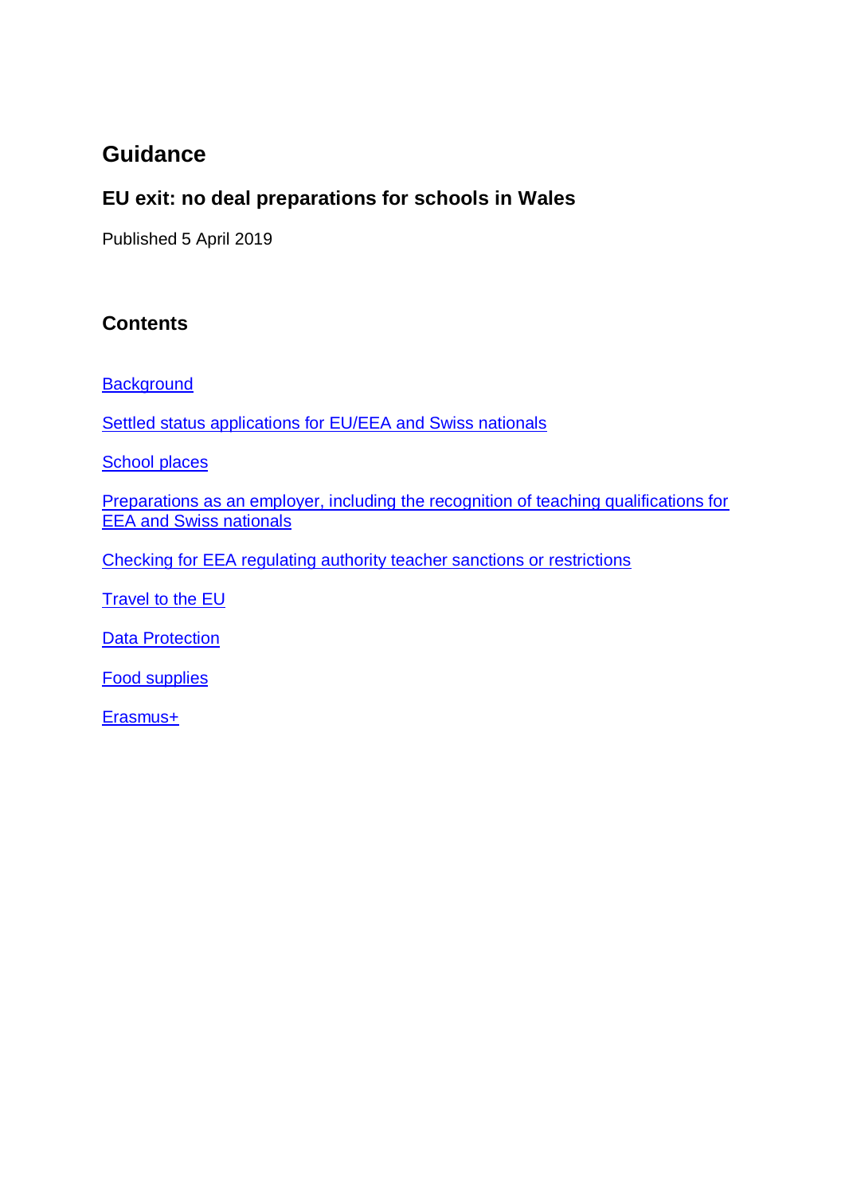# Guidance

## EU exit: no deal preparations for schools in Wales

Published 5 April 2019

### Contents

Background

Settled status applications for EU/EEA and Swiss nationals

School places

Preparations as an employer, including the recognition of teaching qualifications for EEA and Swiss nationals

Checking for EEA regulating authority teacher sanctions or restrictions

Travel to the EU

Data Protection

Food supplies

Erasmus+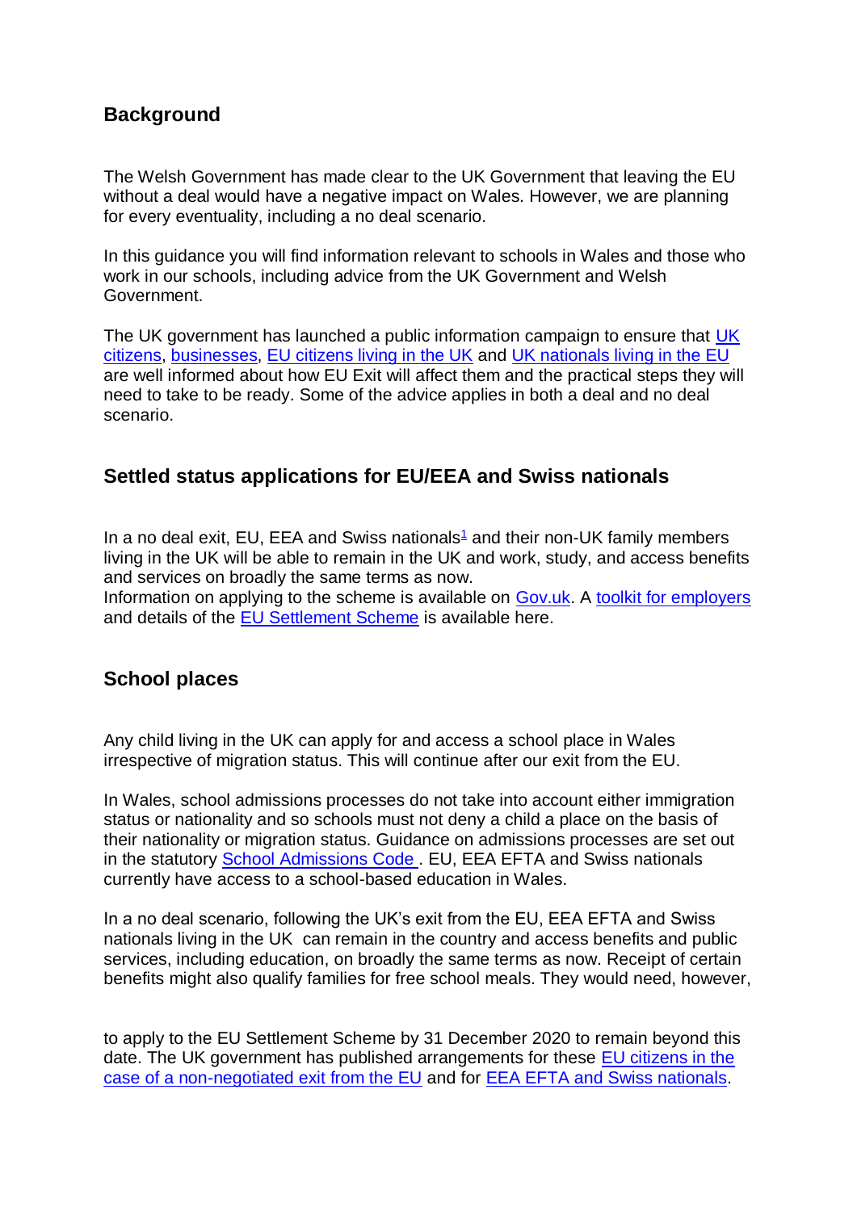## Background

The Welsh Government has made clear to the UK Government that leaving the EU without a deal would have a negative impact on Wales. However, we are planning for every eventuality, including a no deal scenario.

In this guidance you will find information relevant to schools in Wales and those who work in our schools, including advice from the UK Government and Welsh Government.

The UK government has launched a public information campaign to ensure that UK citizens, businesses, EU citizens living in the UK and UK nationals living in the EU are well informed about how EU Exit will affect them and the practical steps they will need to take to be ready. Some of the advice applies in both a deal and no deal scenario.

## Settled status applications for EU/EEA and Swiss nationals

In a no deal exit, EU, EEA and Swiss nationals[1] and their non-UK family members living in the UK will be able to remain in the UK and work, study, and access benefits and services on broadly the same terms as now.
Information on applying to the scheme is available on Gov.uk. A toolkit for employers and details of the EU Settlement Scheme is available here.

## School places

Any child living in the UK can apply for and access a school place in Wales irrespective of migration status. This will continue after our exit from the EU.

In Wales, school admissions processes do not take into account either immigration status or nationality and so schools must not deny a child a place on the basis of their nationality or migration status. Guidance on admissions processes are set out in the statutory School Admissions Code . EU, EEA EFTA and Swiss nationals currently have access to a school-based education in Wales.

In a no deal scenario, following the UK's exit from the EU, EEA EFTA and Swiss nationals living in the UK can remain in the country and access benefits and public services, including education, on broadly the same terms as now. Receipt of certain benefits might also qualify families for free school meals. They would need, however, to apply to the EU Settlement Scheme by 31 December 2020 to remain beyond this date. The UK government has published arrangements for these EU citizens in the case of a non-negotiated exit from the EU and for EEA EFTA and Swiss nationals.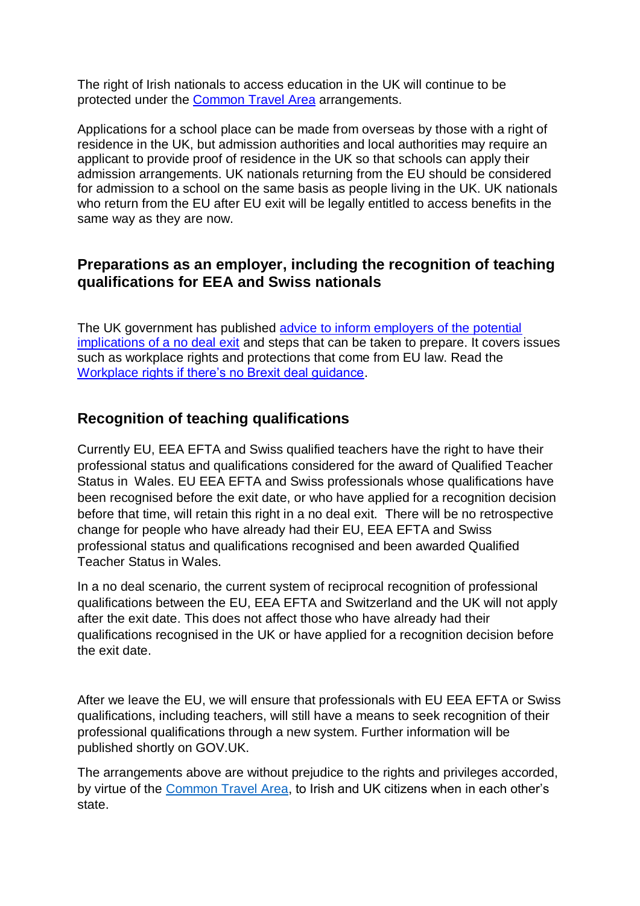The right of Irish nationals to access education in the UK will continue to be protected under the [Common Travel Area](#) arrangements.

Applications for a school place can be made from overseas by those with a right of residence in the UK, but admission authorities and local authorities may require an applicant to provide proof of residence in the UK so that schools can apply their admission arrangements. UK nationals returning from the EU should be considered for admission to a school on the same basis as people living in the UK. UK nationals who return from the EU after EU exit will be legally entitled to access benefits in the same way as they are now.

## Preparations as an employer, including the recognition of teaching qualifications for EEA and Swiss nationals

The UK government has published [advice to inform employers of the potential implications of a no deal exit](#) and steps that can be taken to prepare. It covers issues such as workplace rights and protections that come from EU law. Read the [Workplace rights if there's no Brexit deal guidance](#).

## Recognition of teaching qualifications

Currently EU, EEA EFTA and Swiss qualified teachers have the right to have their professional status and qualifications considered for the award of Qualified Teacher Status in Wales. EU EEA EFTA and Swiss professionals whose qualifications have been recognised before the exit date, or who have applied for a recognition decision before that time, will retain this right in a no deal exit. There will be no retrospective change for people who have already had their EU, EEA EFTA and Swiss professional status and qualifications recognised and been awarded Qualified Teacher Status in Wales.

In a no deal scenario, the current system of reciprocal recognition of professional qualifications between the EU, EEA EFTA and Switzerland and the UK will not apply after the exit date. This does not affect those who have already had their qualifications recognised in the UK or have applied for a recognition decision before the exit date.

After we leave the EU, we will ensure that professionals with EU EEA EFTA or Swiss qualifications, including teachers, will still have a means to seek recognition of their professional qualifications through a new system. Further information will be published shortly on GOV.UK.

The arrangements above are without prejudice to the rights and privileges accorded, by virtue of the [Common Travel Area](#), to Irish and UK citizens when in each other's state.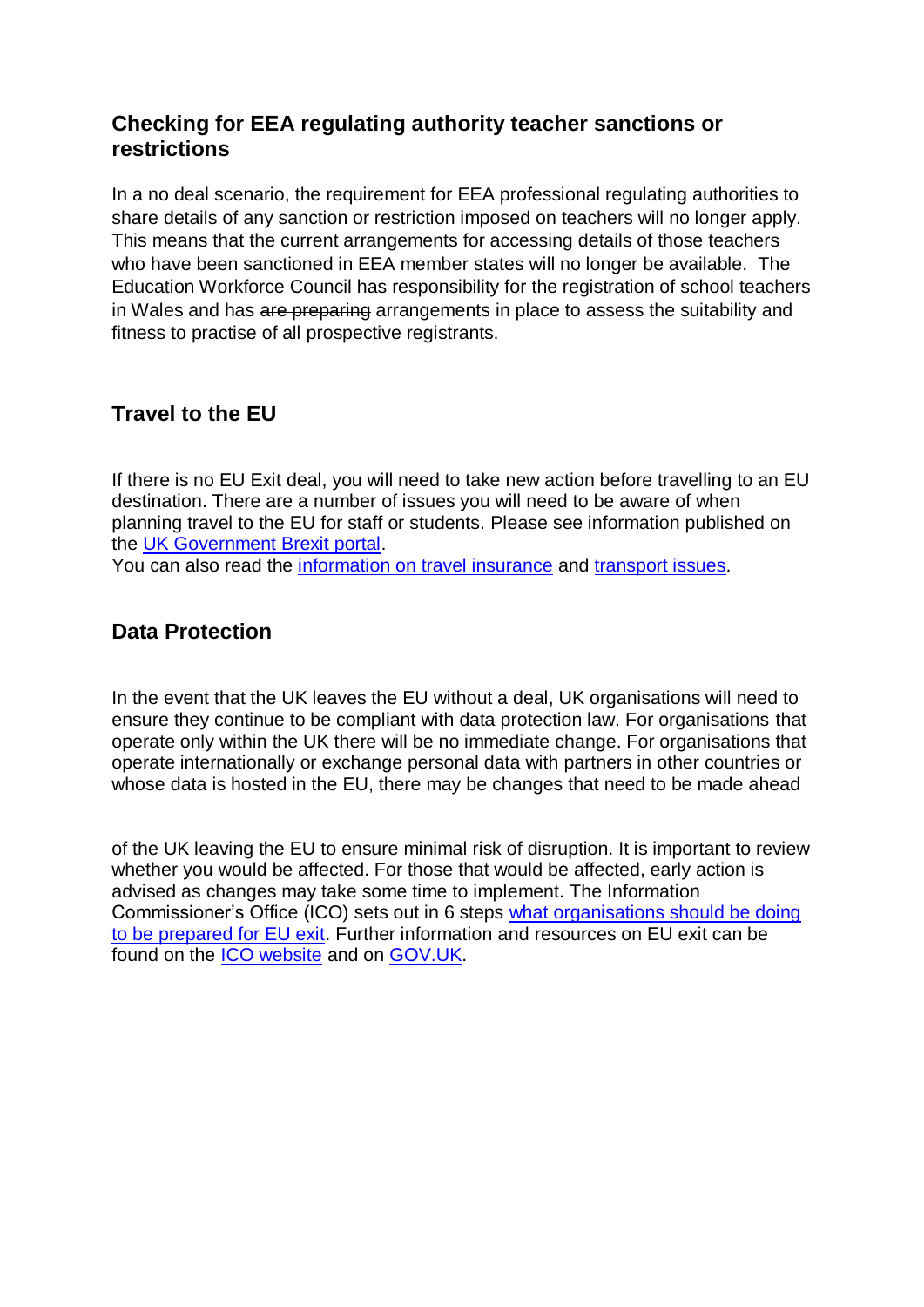## Checking for EEA regulating authority teacher sanctions or restrictions

In a no deal scenario, the requirement for EEA professional regulating authorities to share details of any sanction or restriction imposed on teachers will no longer apply. This means that the current arrangements for accessing details of those teachers who have been sanctioned in EEA member states will no longer be available. The Education Workforce Council has responsibility for the registration of school teachers in Wales and has ~~are preparing~~ arrangements in place to assess the suitability and fitness to practise of all prospective registrants.

## Travel to the EU

If there is no EU Exit deal, you will need to take new action before travelling to an EU destination. There are a number of issues you will need to be aware of when planning travel to the EU for staff or students. Please see information published on the UK Government Brexit portal.
You can also read the information on travel insurance and transport issues.

## Data Protection

In the event that the UK leaves the EU without a deal, UK organisations will need to ensure they continue to be compliant with data protection law. For organisations that operate only within the UK there will be no immediate change. For organisations that operate internationally or exchange personal data with partners in other countries or whose data is hosted in the EU, there may be changes that need to be made ahead of the UK leaving the EU to ensure minimal risk of disruption. It is important to review whether you would be affected. For those that would be affected, early action is advised as changes may take some time to implement. The Information Commissioner's Office (ICO) sets out in 6 steps what organisations should be doing to be prepared for EU exit. Further information and resources on EU exit can be found on the ICO website and on GOV.UK.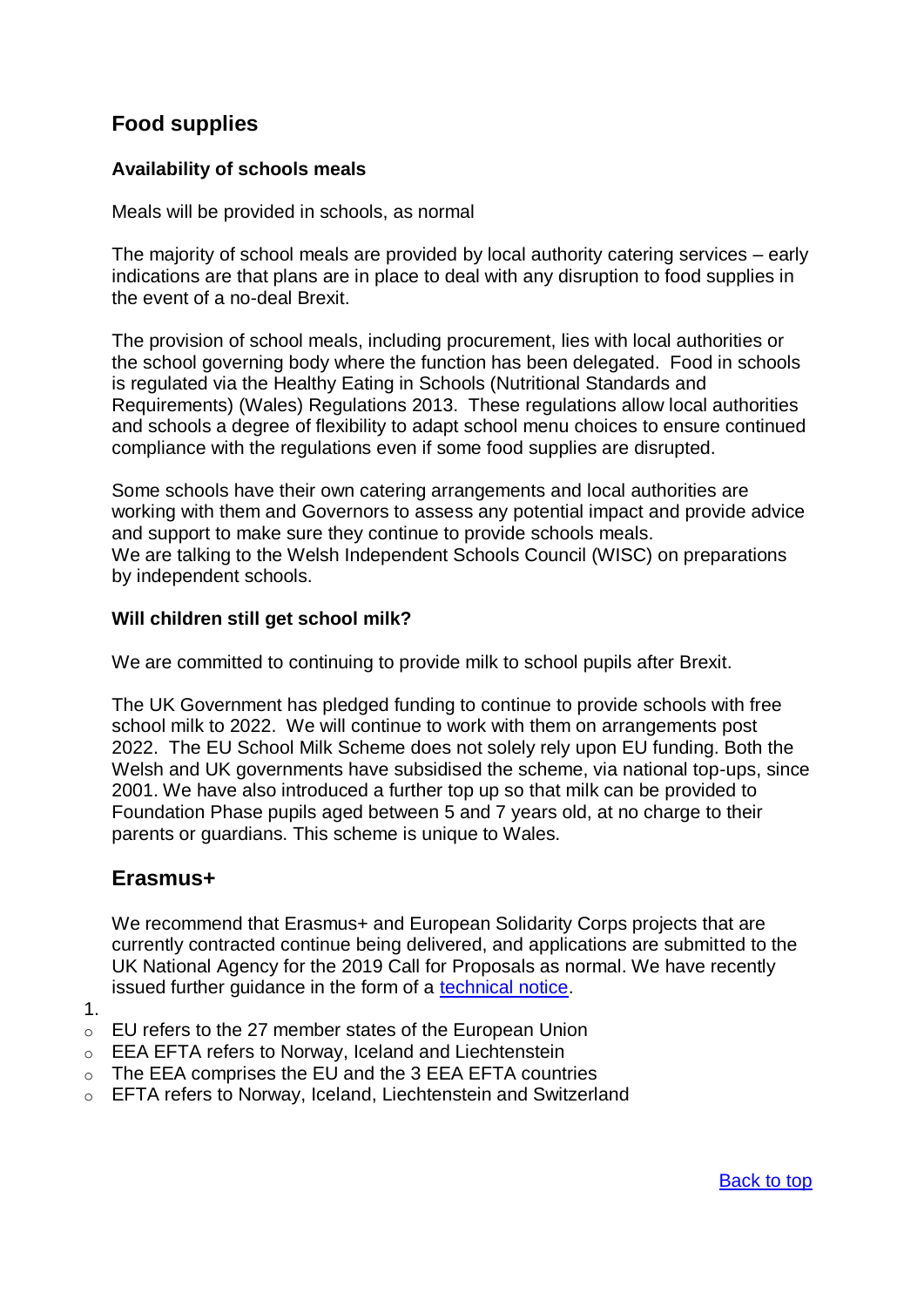## Food supplies

### Availability of schools meals

Meals will be provided in schools, as normal

The majority of school meals are provided by local authority catering services – early indications are that plans are in place to deal with any disruption to food supplies in the event of a no-deal Brexit.

The provision of school meals, including procurement, lies with local authorities or the school governing body where the function has been delegated. Food in schools is regulated via the Healthy Eating in Schools (Nutritional Standards and Requirements) (Wales) Regulations 2013. These regulations allow local authorities and schools a degree of flexibility to adapt school menu choices to ensure continued compliance with the regulations even if some food supplies are disrupted.

Some schools have their own catering arrangements and local authorities are working with them and Governors to assess any potential impact and provide advice and support to make sure they continue to provide schools meals.
We are talking to the Welsh Independent Schools Council (WISC) on preparations by independent schools.

### Will children still get school milk?

We are committed to continuing to provide milk to school pupils after Brexit.

The UK Government has pledged funding to continue to provide schools with free school milk to 2022. We will continue to work with them on arrangements post 2022. The EU School Milk Scheme does not solely rely upon EU funding. Both the Welsh and UK governments have subsidised the scheme, via national top-ups, since 2001. We have also introduced a further top up so that milk can be provided to Foundation Phase pupils aged between 5 and 7 years old, at no charge to their parents or guardians. This scheme is unique to Wales.

## Erasmus+

We recommend that Erasmus+ and European Solidarity Corps projects that are currently contracted continue being delivered, and applications are submitted to the UK National Agency for the 2019 Call for Proposals as normal. We have recently issued further guidance in the form of a technical notice.

1.
   - EU refers to the 27 member states of the European Union
   - EEA EFTA refers to Norway, Iceland and Liechtenstein
   - The EEA comprises the EU and the 3 EEA EFTA countries
   - EFTA refers to Norway, Iceland, Liechtenstein and Switzerland

Back to top